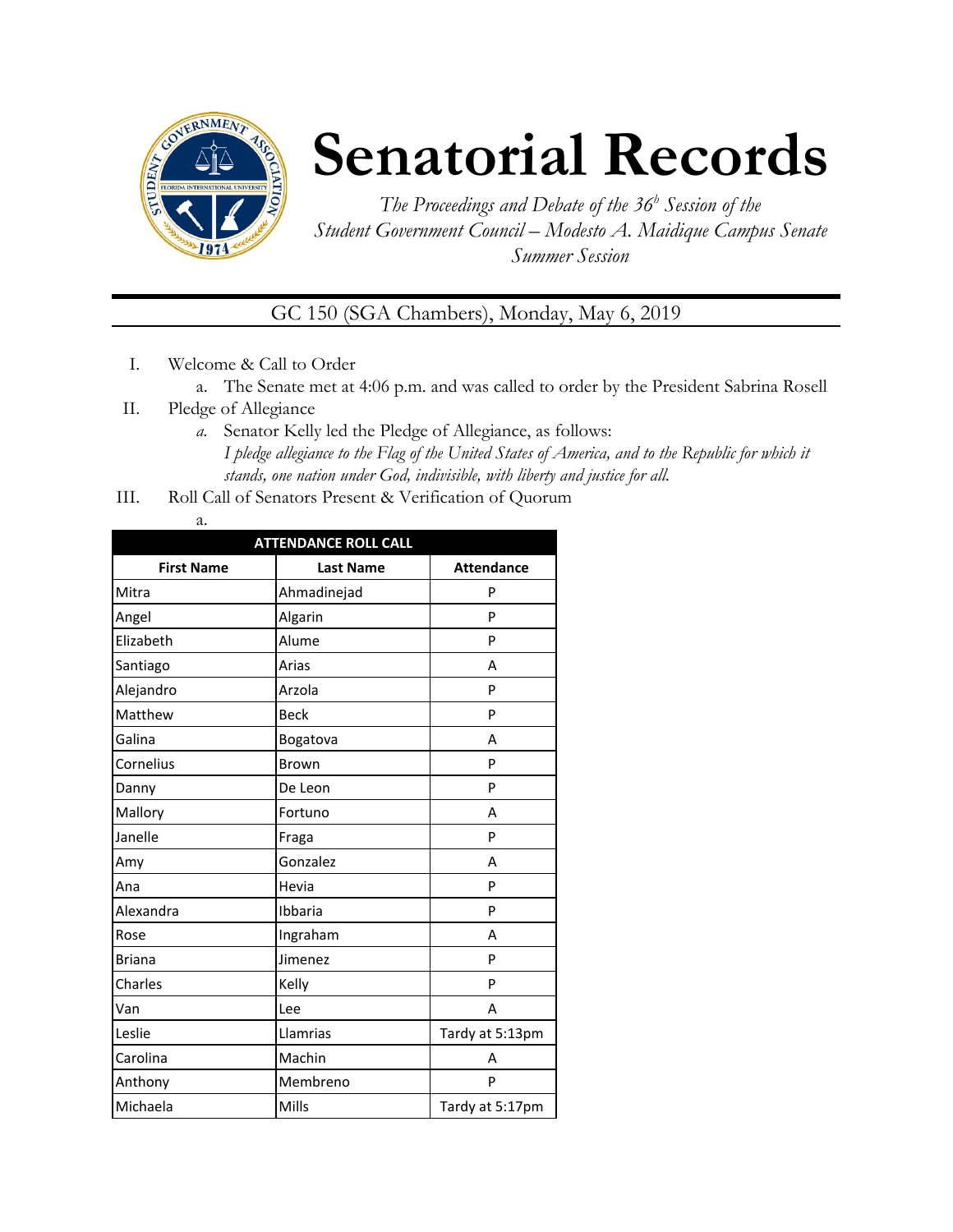# Senatorial Records

*The Proceedings and Debate of the 36^b Session of the Student Government Council – Modesto A. Maidique Campus Senate Summer Session*

## GC 150 (SGA Chambers), Monday, May 6, 2019

I. Welcome & Call to Order
   a. The Senate met at 4:06 p.m. and was called to order by the President Sabrina Rosell

II. Pledge of Allegiance
   a. Senator Kelly led the Pledge of Allegiance, as follows:
   *I pledge allegiance to the Flag of the United States of America, and to the Republic for which it stands, one nation under God, indivisible, with liberty and justice for all.*

III. Roll Call of Senators Present & Verification of Quorum
   a.

| ATTENDANCE ROLL CALL | | |
|---|---|---|
| **First Name** | **Last Name** | **Attendance** |
| Mitra | Ahmadinejad | P |
| Angel | Algarin | P |
| Elizabeth | Alume | P |
| Santiago | Arias | A |
| Alejandro | Arzola | P |
| Matthew | Beck | P |
| Galina | Bogatova | A |
| Cornelius | Brown | P |
| Danny | De Leon | P |
| Mallory | Fortuno | A |
| Janelle | Fraga | P |
| Amy | Gonzalez | A |
| Ana | Hevia | P |
| Alexandra | Ibbaria | P |
| Rose | Ingraham | A |
| Briana | Jimenez | P |
| Charles | Kelly | P |
| Van | Lee | A |
| Leslie | Llamrias | Tardy at 5:13pm |
| Carolina | Machin | A |
| Anthony | Membreno | P |
| Michaela | Mills | Tardy at 5:17pm |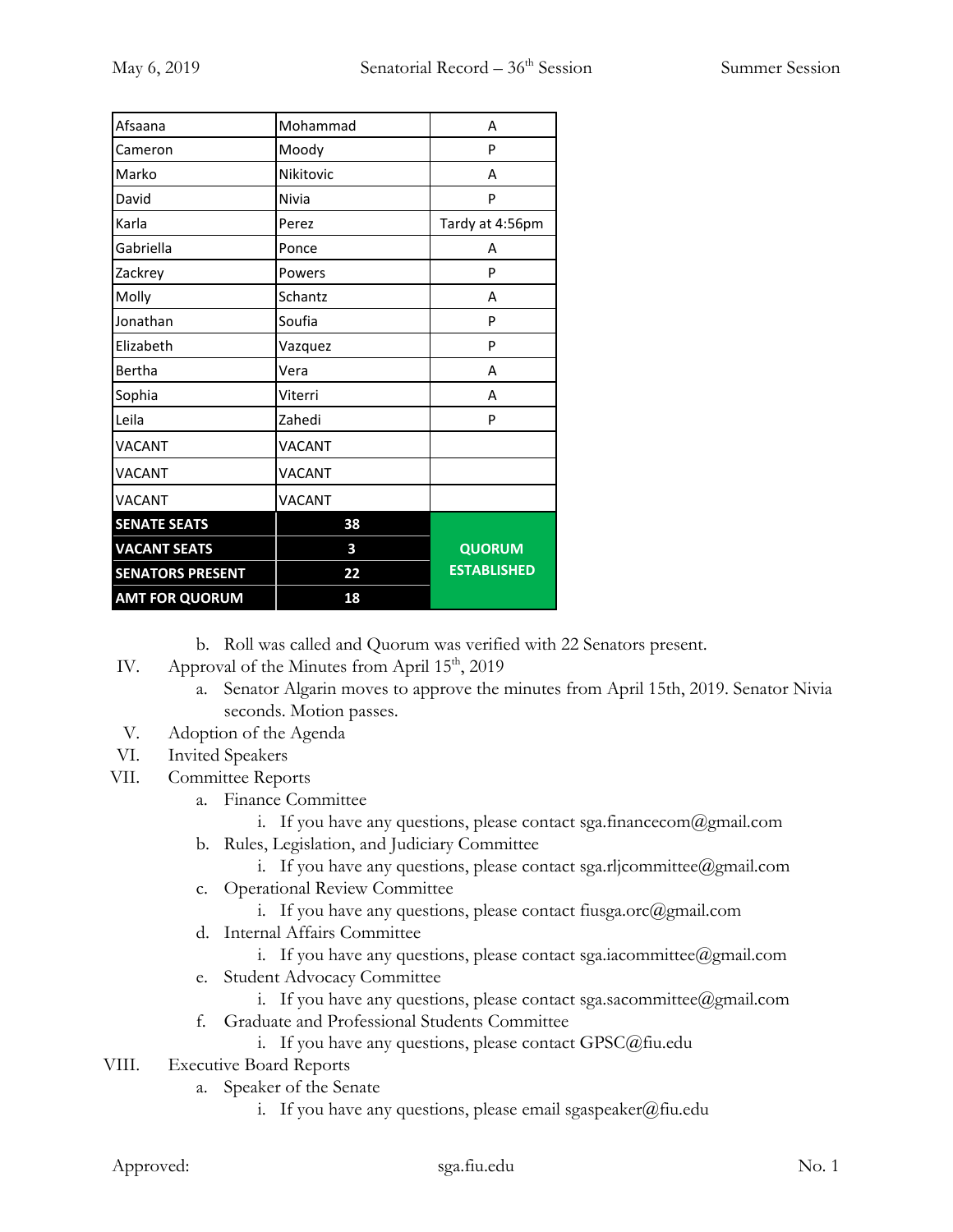| Afsaana | Mohammad | A |
|---|---|---|
| Cameron | Moody | P |
| Marko | Nikitovic | A |
| David | Nivia | P |
| Karla | Perez | Tardy at 4:56pm |
| Gabriella | Ponce | A |
| Zackrey | Powers | P |
| Molly | Schantz | A |
| Jonathan | Soufia | P |
| Elizabeth | Vazquez | P |
| Bertha | Vera | A |
| Sophia | Viterri | A |
| Leila | Zahedi | P |
| VACANT | VACANT | |
| VACANT | VACANT | |
| VACANT | VACANT | |
| **SENATE SEATS** | **38** | **QUORUM ESTABLISHED** |
| **VACANT SEATS** | **3** | |
| **SENATORS PRESENT** | **22** | |
| **AMT FOR QUORUM** | **18** | |

b. Roll was called and Quorum was verified with 22 Senators present.

IV. Approval of the Minutes from April 15th, 2019
   a. Senator Algarin moves to approve the minutes from April 15th, 2019. Senator Nivia seconds. Motion passes.

V. Adoption of the Agenda

VI. Invited Speakers

VII. Committee Reports
   a. Finance Committee
      i. If you have any questions, please contact sga.financecom@gmail.com
   b. Rules, Legislation, and Judiciary Committee
      i. If you have any questions, please contact sga.rljcommittee@gmail.com
   c. Operational Review Committee
      i. If you have any questions, please contact fiusga.orc@gmail.com
   d. Internal Affairs Committee
      i. If you have any questions, please contact sga.iacommittee@gmail.com
   e. Student Advocacy Committee
      i. If you have any questions, please contact sga.sacommittee@gmail.com
   f. Graduate and Professional Students Committee
      i. If you have any questions, please contact GPSC@fiu.edu

VIII. Executive Board Reports
   a. Speaker of the Senate
      i. If you have any questions, please email sgaspeaker@fiu.edu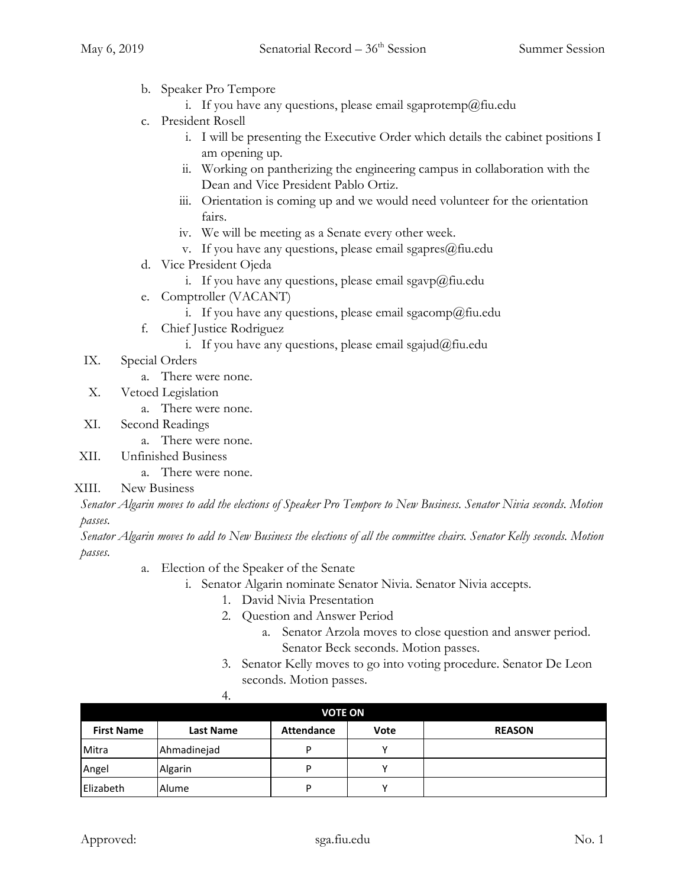b. Speaker Pro Tempore
    i. If you have any questions, please email sgaprotemp@fiu.edu

c. President Rosell
    i. I will be presenting the Executive Order which details the cabinet positions I am opening up.
    ii. Working on pantherizing the engineering campus in collaboration with the Dean and Vice President Pablo Ortiz.
    iii. Orientation is coming up and we would need volunteer for the orientation fairs.
    iv. We will be meeting as a Senate every other week.
    v. If you have any questions, please email sgapres@fiu.edu

d. Vice President Ojeda
    i. If you have any questions, please email sgavp@fiu.edu

e. Comptroller (VACANT)
    i. If you have any questions, please email sgacomp@fiu.edu

f. Chief Justice Rodriguez
    i. If you have any questions, please email sgajud@fiu.edu

IX. Special Orders
    a. There were none.

X. Vetoed Legislation
    a. There were none.

XI. Second Readings
    a. There were none.

XII. Unfinished Business
    a. There were none.

XIII. New Business

*Senator Algarin moves to add the elections of Speaker Pro Tempore to New Business. Senator Nivia seconds. Motion passes.*

*Senator Algarin moves to add to New Business the elections of all the committee chairs. Senator Kelly seconds. Motion passes.*

a. Election of the Speaker of the Senate
    i. Senator Algarin nominate Senator Nivia. Senator Nivia accepts.
        1. David Nivia Presentation
        2. Question and Answer Period
            a. Senator Arzola moves to close question and answer period. Senator Beck seconds. Motion passes.
        3. Senator Kelly moves to go into voting procedure. Senator De Leon seconds. Motion passes.
        4.

| VOTE ON | | | | |
|---|---|---|---|---|
| **First Name** | **Last Name** | **Attendance** | **Vote** | **REASON** |
| Mitra | Ahmadinejad | P | Y | |
| Angel | Algarin | P | Y | |
| Elizabeth | Alume | P | Y | |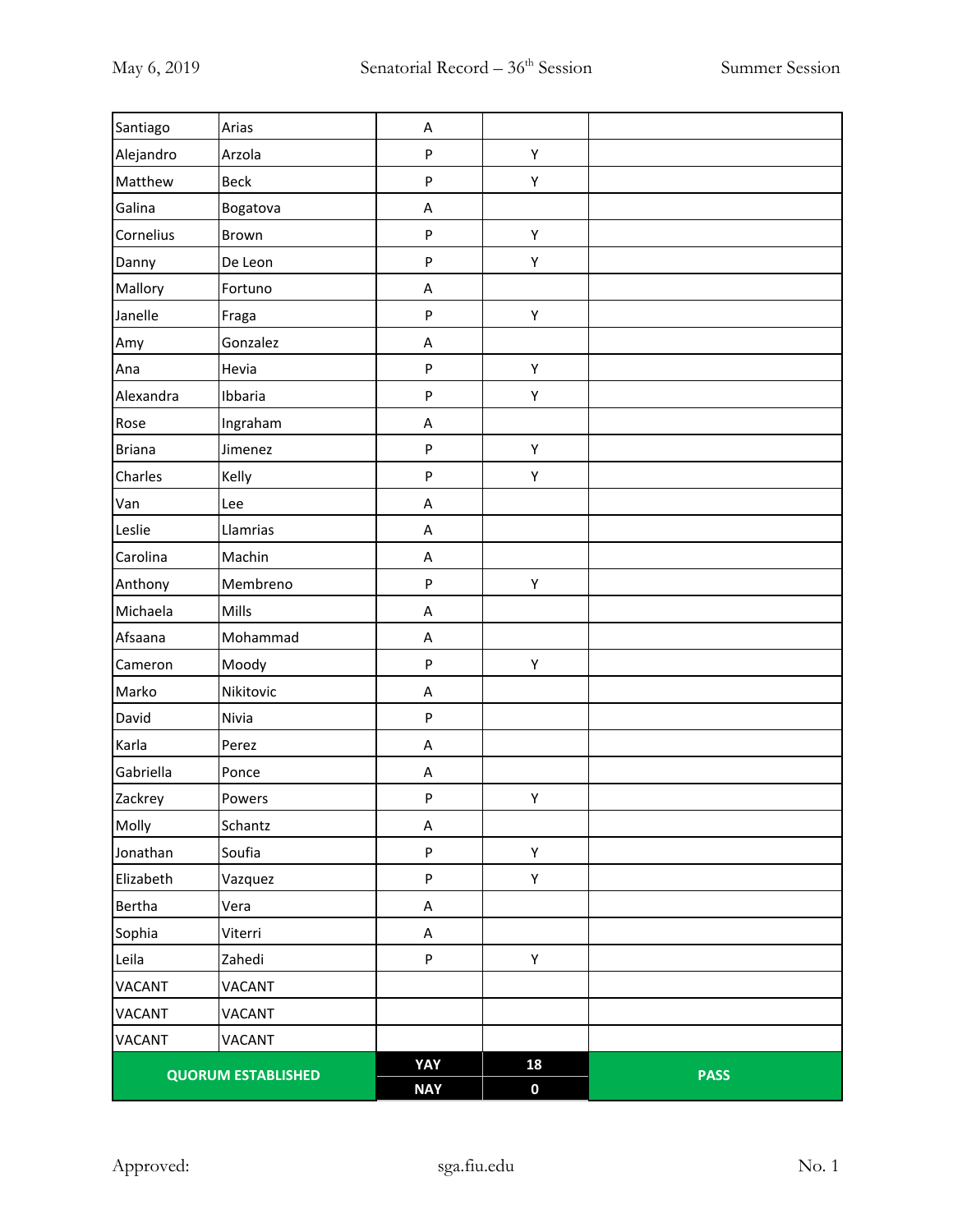| | | | | |
|---|---|---|---|---|
| Santiago | Arias | A | | |
| Alejandro | Arzola | P | Y | |
| Matthew | Beck | P | Y | |
| Galina | Bogatova | A | | |
| Cornelius | Brown | P | Y | |
| Danny | De Leon | P | Y | |
| Mallory | Fortuno | A | | |
| Janelle | Fraga | P | Y | |
| Amy | Gonzalez | A | | |
| Ana | Hevia | P | Y | |
| Alexandra | Ibbaria | P | Y | |
| Rose | Ingraham | A | | |
| Briana | Jimenez | P | Y | |
| Charles | Kelly | P | Y | |
| Van | Lee | A | | |
| Leslie | Llamrias | A | | |
| Carolina | Machin | A | | |
| Anthony | Membreno | P | Y | |
| Michaela | Mills | A | | |
| Afsaana | Mohammad | A | | |
| Cameron | Moody | P | Y | |
| Marko | Nikitovic | A | | |
| David | Nivia | P | | |
| Karla | Perez | A | | |
| Gabriella | Ponce | A | | |
| Zackrey | Powers | P | Y | |
| Molly | Schantz | A | | |
| Jonathan | Soufia | P | Y | |
| Elizabeth | Vazquez | P | Y | |
| Bertha | Vera | A | | |
| Sophia | Viterri | A | | |
| Leila | Zahedi | P | Y | |
| VACANT | VACANT | | | |
| VACANT | VACANT | | | |
| VACANT | VACANT | | | |
| **QUORUM ESTABLISHED** | | **YAY** | **18** | **PASS** |
| | | **NAY** | **0** | |

Approved:

No. 1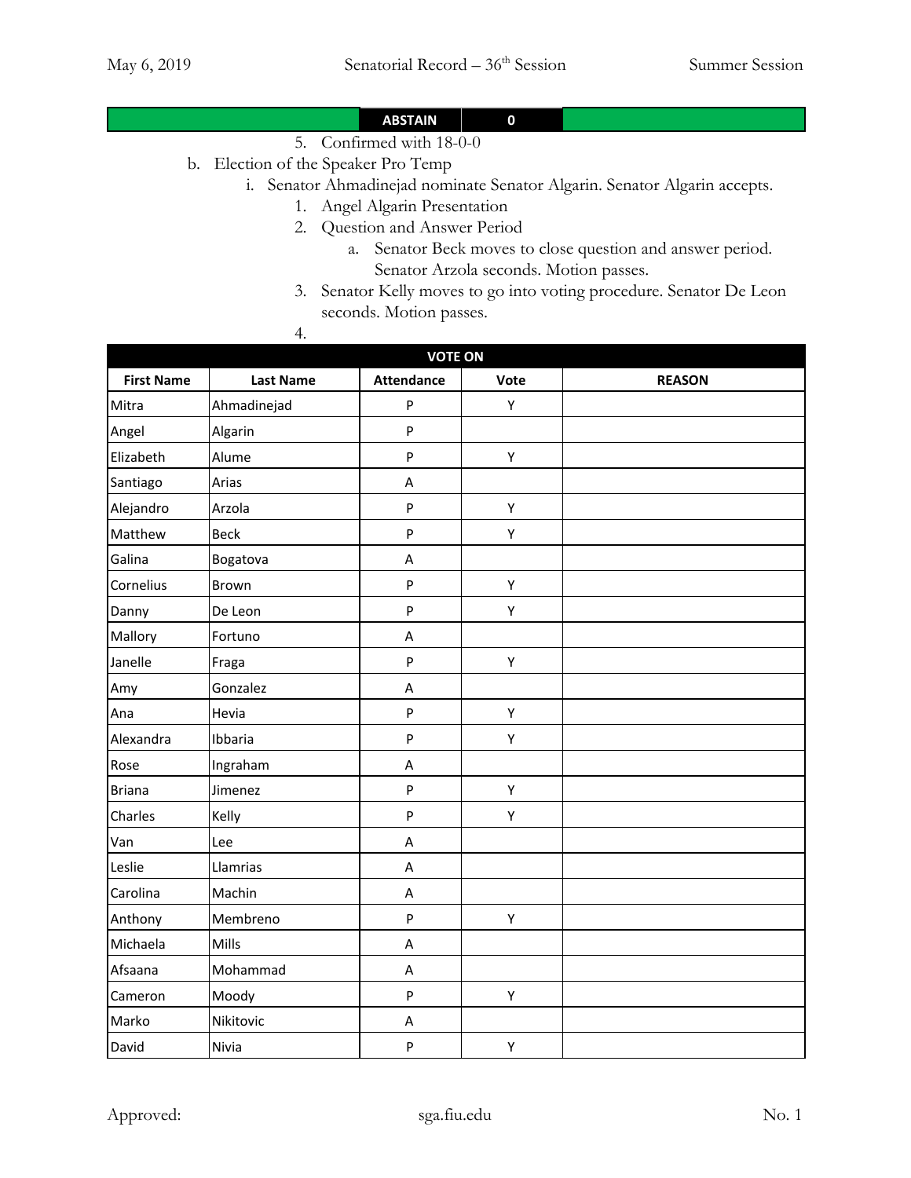| | ABSTAIN | 0 | |
|---|---|---|---|

5. Confirmed with 18-0-0

b. Election of the Speaker Pro Temp
   i. Senator Ahmadinejad nominate Senator Algarin. Senator Algarin accepts.
      1. Angel Algarin Presentation
      2. Question and Answer Period
         a. Senator Beck moves to close question and answer period. Senator Arzola seconds. Motion passes.
      3. Senator Kelly moves to go into voting procedure. Senator De Leon seconds. Motion passes.
      4.

| VOTE ON | | | | |
|---|---|---|---|---|
| **First Name** | **Last Name** | **Attendance** | **Vote** | **REASON** |
| Mitra | Ahmadinejad | P | Y | |
| Angel | Algarin | P | | |
| Elizabeth | Alume | P | Y | |
| Santiago | Arias | A | | |
| Alejandro | Arzola | P | Y | |
| Matthew | Beck | P | Y | |
| Galina | Bogatova | A | | |
| Cornelius | Brown | P | Y | |
| Danny | De Leon | P | Y | |
| Mallory | Fortuno | A | | |
| Janelle | Fraga | P | Y | |
| Amy | Gonzalez | A | | |
| Ana | Hevia | P | Y | |
| Alexandra | Ibbaria | P | Y | |
| Rose | Ingraham | A | | |
| Briana | Jimenez | P | Y | |
| Charles | Kelly | P | Y | |
| Van | Lee | A | | |
| Leslie | Llamrias | A | | |
| Carolina | Machin | A | | |
| Anthony | Membreno | P | Y | |
| Michaela | Mills | A | | |
| Afsaana | Mohammad | A | | |
| Cameron | Moody | P | Y | |
| Marko | Nikitovic | A | | |
| David | Nivia | P | Y | |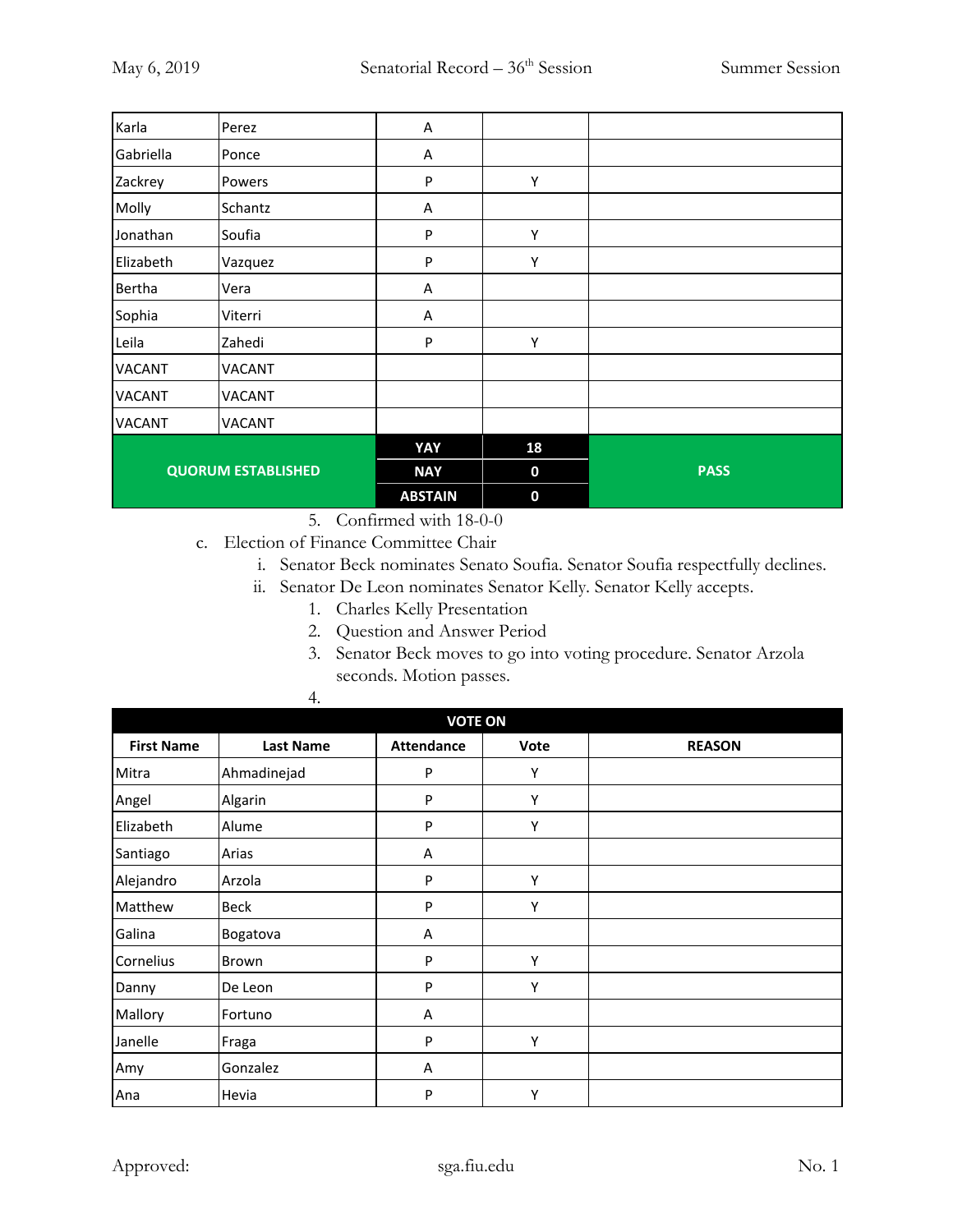| | | | | |
|---|---|---|---|---|
| Karla | Perez | A | | |
| Gabriella | Ponce | A | | |
| Zackrey | Powers | P | Y | |
| Molly | Schantz | A | | |
| Jonathan | Soufia | P | Y | |
| Elizabeth | Vazquez | P | Y | |
| Bertha | Vera | A | | |
| Sophia | Viterri | A | | |
| Leila | Zahedi | P | Y | |
| VACANT | VACANT | | | |
| VACANT | VACANT | | | |
| VACANT | VACANT | | | |
| **QUORUM ESTABLISHED** | | **YAY** | **18** | **PASS** |
| | | **NAY** | **0** | |
| | | **ABSTAIN** | **0** | |

5. Confirmed with 18-0-0

c. Election of Finance Committee Chair
   i. Senator Beck nominates Senato Soufia. Senator Soufia respectfully declines.
   ii. Senator De Leon nominates Senator Kelly. Senator Kelly accepts.
      1. Charles Kelly Presentation
      2. Question and Answer Period
      3. Senator Beck moves to go into voting procedure. Senator Arzola seconds. Motion passes.
      4.

| VOTE ON | | | | |
|---|---|---|---|---|
| **First Name** | **Last Name** | **Attendance** | **Vote** | **REASON** |
| Mitra | Ahmadinejad | P | Y | |
| Angel | Algarin | P | Y | |
| Elizabeth | Alume | P | Y | |
| Santiago | Arias | A | | |
| Alejandro | Arzola | P | Y | |
| Matthew | Beck | P | Y | |
| Galina | Bogatova | A | | |
| Cornelius | Brown | P | Y | |
| Danny | De Leon | P | Y | |
| Mallory | Fortuno | A | | |
| Janelle | Fraga | P | Y | |
| Amy | Gonzalez | A | | |
| Ana | Hevia | P | Y | |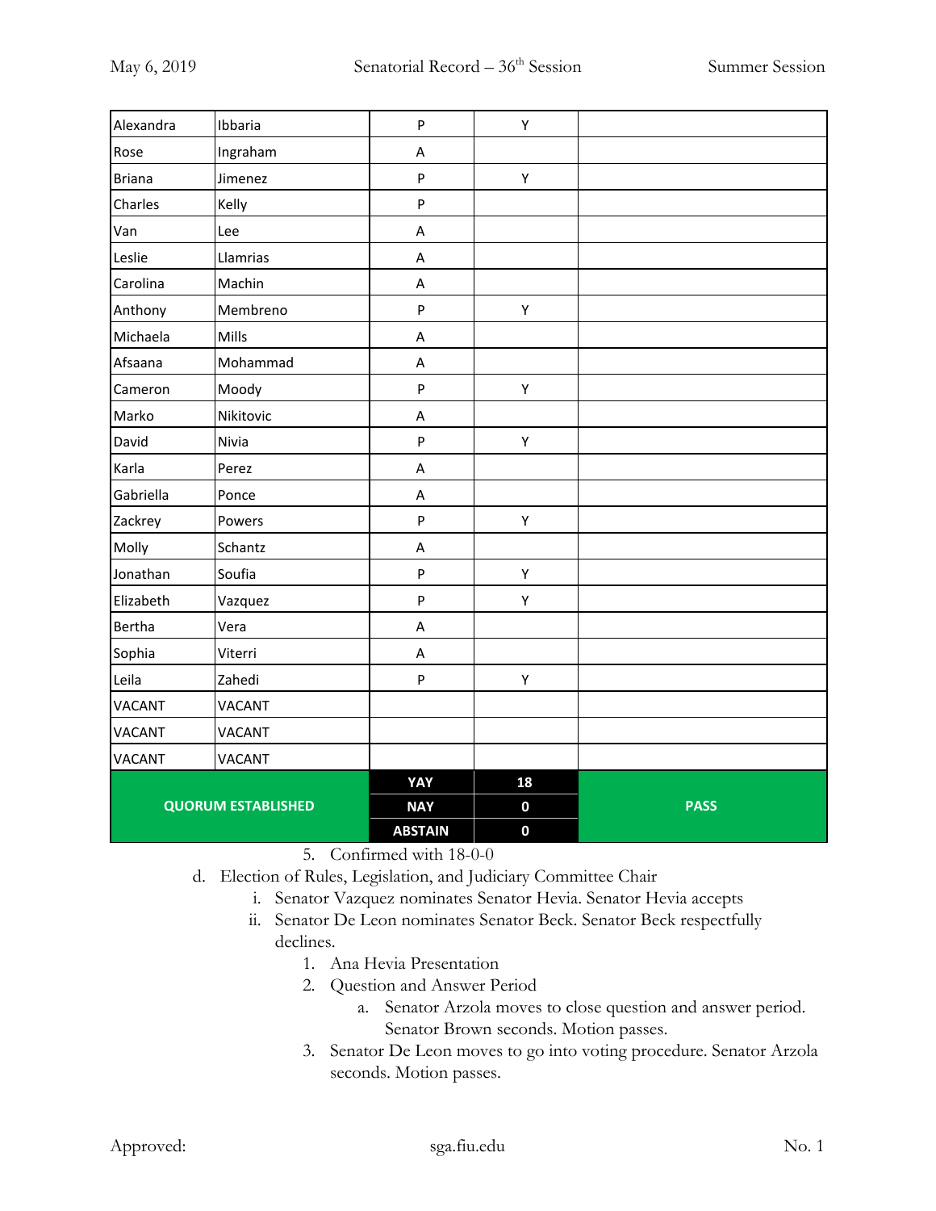| | | | | |
|---|---|---|---|---|
| Alexandra | Ibbaria | P | Y | |
| Rose | Ingraham | A | | |
| Briana | Jimenez | P | Y | |
| Charles | Kelly | P | | |
| Van | Lee | A | | |
| Leslie | Llamrias | A | | |
| Carolina | Machin | A | | |
| Anthony | Membreno | P | Y | |
| Michaela | Mills | A | | |
| Afsaana | Mohammad | A | | |
| Cameron | Moody | P | Y | |
| Marko | Nikitovic | A | | |
| David | Nivia | P | Y | |
| Karla | Perez | A | | |
| Gabriella | Ponce | A | | |
| Zackrey | Powers | P | Y | |
| Molly | Schantz | A | | |
| Jonathan | Soufia | P | Y | |
| Elizabeth | Vazquez | P | Y | |
| Bertha | Vera | A | | |
| Sophia | Viterri | A | | |
| Leila | Zahedi | P | Y | |
| VACANT | VACANT | | | |
| VACANT | VACANT | | | |
| VACANT | VACANT | | | |
| **QUORUM ESTABLISHED** | | **YAY** | **18** | **PASS** |
| | | **NAY** | **0** | |
| | | **ABSTAIN** | **0** | |

5. Confirmed with 18-0-0

d. Election of Rules, Legislation, and Judiciary Committee Chair
   i. Senator Vazquez nominates Senator Hevia. Senator Hevia accepts
   ii. Senator De Leon nominates Senator Beck. Senator Beck respectfully declines.
      1. Ana Hevia Presentation
      2. Question and Answer Period
         a. Senator Arzola moves to close question and answer period. Senator Brown seconds. Motion passes.
      3. Senator De Leon moves to go into voting procedure. Senator Arzola seconds. Motion passes.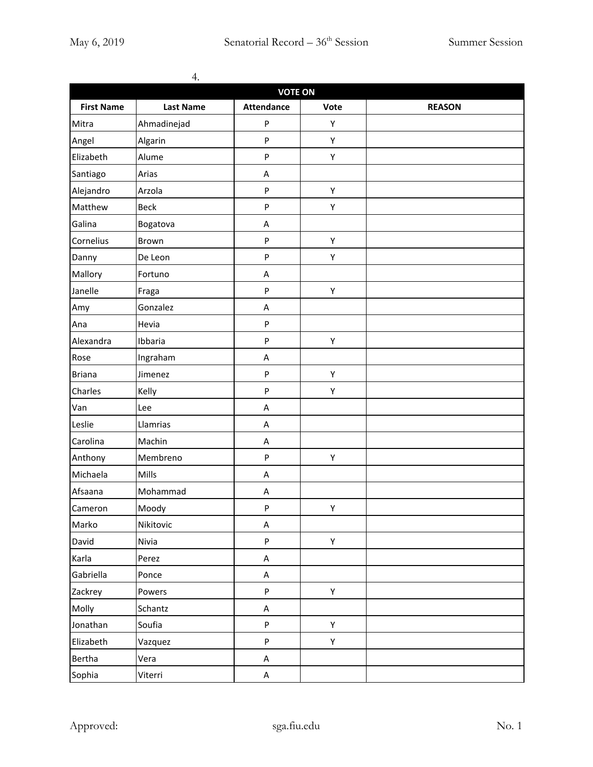4.

| VOTE ON | | | | |
|---|---|---|---|---|
| **First Name** | **Last Name** | **Attendance** | **Vote** | **REASON** |
| Mitra | Ahmadinejad | P | Y | |
| Angel | Algarin | P | Y | |
| Elizabeth | Alume | P | Y | |
| Santiago | Arias | A | | |
| Alejandro | Arzola | P | Y | |
| Matthew | Beck | P | Y | |
| Galina | Bogatova | A | | |
| Cornelius | Brown | P | Y | |
| Danny | De Leon | P | Y | |
| Mallory | Fortuno | A | | |
| Janelle | Fraga | P | Y | |
| Amy | Gonzalez | A | | |
| Ana | Hevia | P | | |
| Alexandra | Ibbaria | P | Y | |
| Rose | Ingraham | A | | |
| Briana | Jimenez | P | Y | |
| Charles | Kelly | P | Y | |
| Van | Lee | A | | |
| Leslie | Llamrias | A | | |
| Carolina | Machin | A | | |
| Anthony | Membreno | P | Y | |
| Michaela | Mills | A | | |
| Afsaana | Mohammad | A | | |
| Cameron | Moody | P | Y | |
| Marko | Nikitovic | A | | |
| David | Nivia | P | Y | |
| Karla | Perez | A | | |
| Gabriella | Ponce | A | | |
| Zackrey | Powers | P | Y | |
| Molly | Schantz | A | | |
| Jonathan | Soufia | P | Y | |
| Elizabeth | Vazquez | P | Y | |
| Bertha | Vera | A | | |
| Sophia | Viterri | A | | |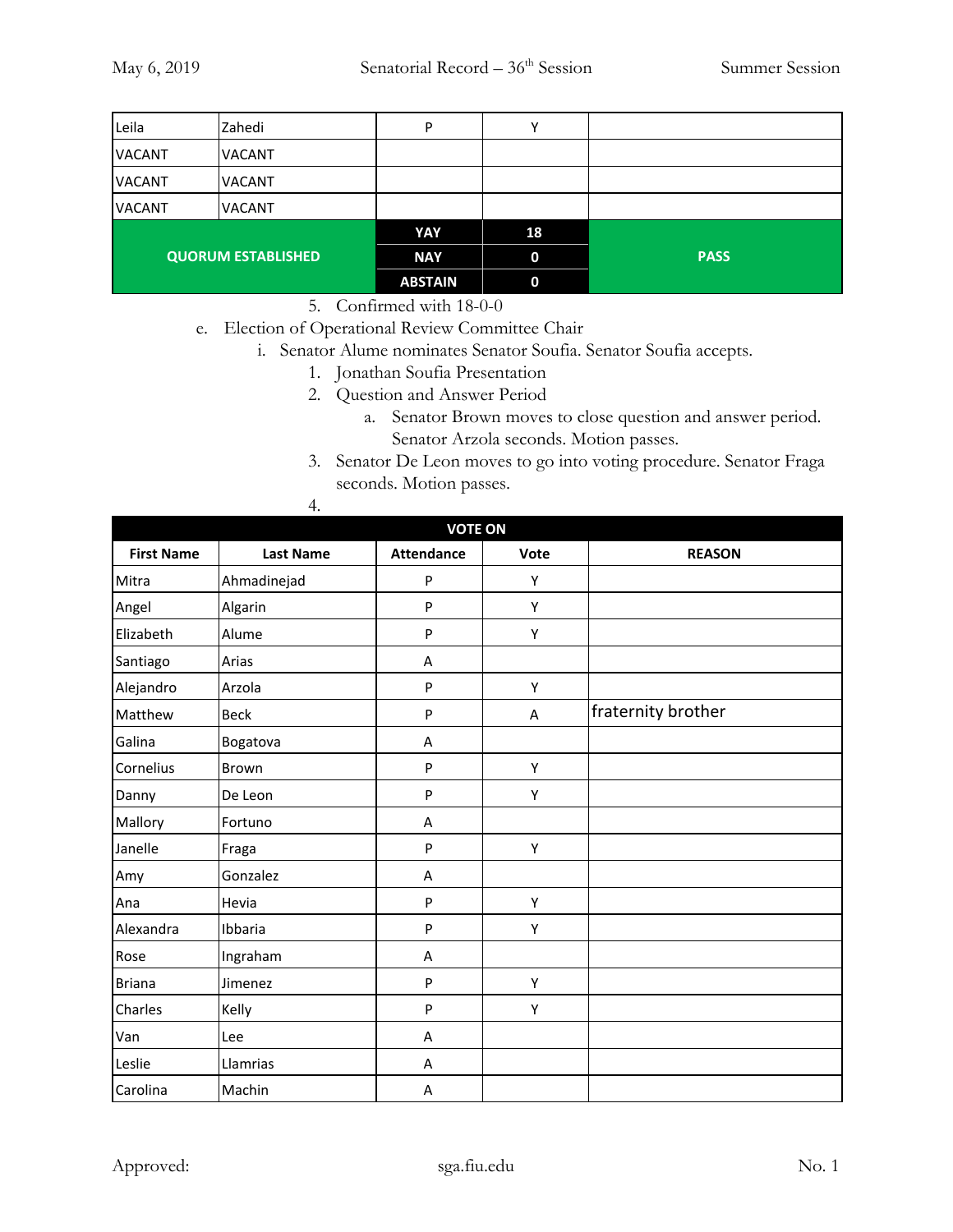| | | | | |
|---|---|---|---|---|
| Leila | Zahedi | P | Y | |
| VACANT | VACANT | | | |
| VACANT | VACANT | | | |
| VACANT | VACANT | | | |
| QUORUM ESTABLISHED | | YAY | 18 | PASS |
| | | NAY | 0 | |
| | | ABSTAIN | 0 | |

5. Confirmed with 18-0-0

e. Election of Operational Review Committee Chair
   i. Senator Alume nominates Senator Soufia. Senator Soufia accepts.
      1. Jonathan Soufia Presentation
      2. Question and Answer Period
         a. Senator Brown moves to close question and answer period. Senator Arzola seconds. Motion passes.
      3. Senator De Leon moves to go into voting procedure. Senator Fraga seconds. Motion passes.
      4.

| VOTE ON | | | | |
|---|---|---|---|---|
| **First Name** | **Last Name** | **Attendance** | **Vote** | **REASON** |
| Mitra | Ahmadinejad | P | Y | |
| Angel | Algarin | P | Y | |
| Elizabeth | Alume | P | Y | |
| Santiago | Arias | A | | |
| Alejandro | Arzola | P | Y | |
| Matthew | Beck | P | A | fraternity brother |
| Galina | Bogatova | A | | |
| Cornelius | Brown | P | Y | |
| Danny | De Leon | P | Y | |
| Mallory | Fortuno | A | | |
| Janelle | Fraga | P | Y | |
| Amy | Gonzalez | A | | |
| Ana | Hevia | P | Y | |
| Alexandra | Ibbaria | P | Y | |
| Rose | Ingraham | A | | |
| Briana | Jimenez | P | Y | |
| Charles | Kelly | P | Y | |
| Van | Lee | A | | |
| Leslie | Llamrias | A | | |
| Carolina | Machin | A | | |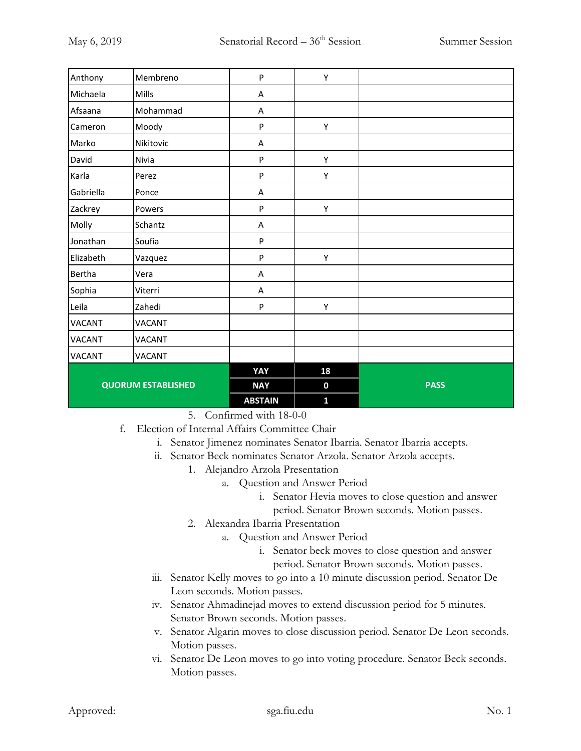| Anthony | Membreno | P | Y | |
|---|---|---|---|---|
| Michaela | Mills | A | | |
| Afsaana | Mohammad | A | | |
| Cameron | Moody | P | Y | |
| Marko | Nikitovic | A | | |
| David | Nivia | P | Y | |
| Karla | Perez | P | Y | |
| Gabriella | Ponce | A | | |
| Zackrey | Powers | P | Y | |
| Molly | Schantz | A | | |
| Jonathan | Soufia | P | | |
| Elizabeth | Vazquez | P | Y | |
| Bertha | Vera | A | | |
| Sophia | Viterri | A | | |
| Leila | Zahedi | P | Y | |
| VACANT | VACANT | | | |
| VACANT | VACANT | | | |
| VACANT | VACANT | | | |
| **QUORUM ESTABLISHED** | | **YAY** | **18** | **PASS** |
| | | **NAY** | **0** | |
| | | **ABSTAIN** | **1** | |

5. Confirmed with 18-0-0

f. Election of Internal Affairs Committee Chair
   i. Senator Jimenez nominates Senator Ibarria. Senator Ibarria accepts.
   ii. Senator Beck nominates Senator Arzola. Senator Arzola accepts.
      1. Alejandro Arzola Presentation
         a. Question and Answer Period
            i. Senator Hevia moves to close question and answer period. Senator Brown seconds. Motion passes.
      2. Alexandra Ibarria Presentation
         a. Question and Answer Period
            i. Senator beck moves to close question and answer period. Senator Brown seconds. Motion passes.
   iii. Senator Kelly moves to go into a 10 minute discussion period. Senator De Leon seconds. Motion passes.
   iv. Senator Ahmadinejad moves to extend discussion period for 5 minutes. Senator Brown seconds. Motion passes.
   v. Senator Algarin moves to close discussion period. Senator De Leon seconds. Motion passes.
   vi. Senator De Leon moves to go into voting procedure. Senator Beck seconds. Motion passes.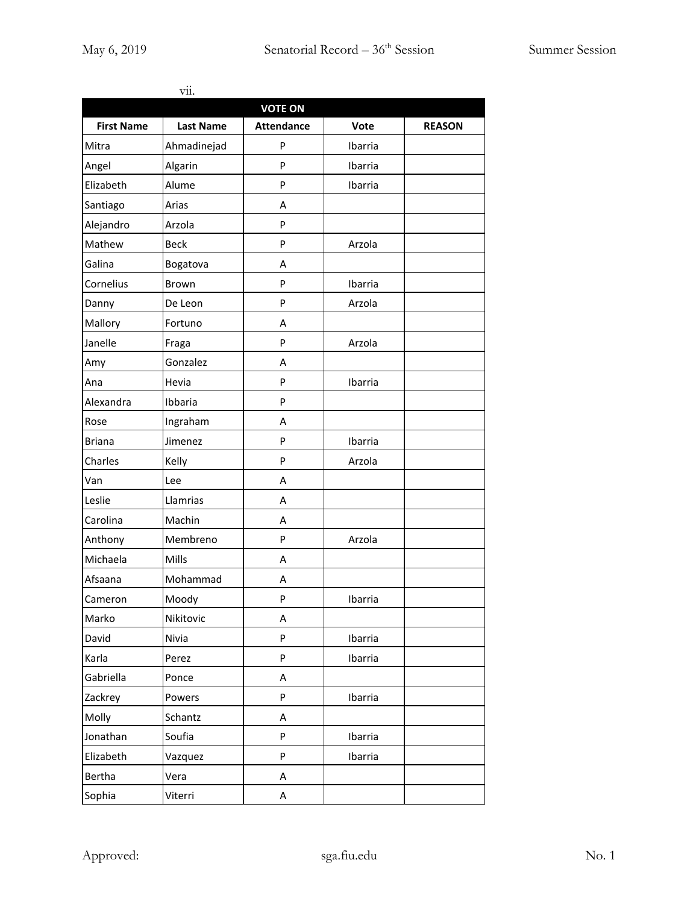vii.

| VOTE ON | | | | |
|---|---|---|---|---|
| **First Name** | **Last Name** | **Attendance** | **Vote** | **REASON** |
| Mitra | Ahmadinejad | P | Ibarria | |
| Angel | Algarin | P | Ibarria | |
| Elizabeth | Alume | P | Ibarria | |
| Santiago | Arias | A | | |
| Alejandro | Arzola | P | | |
| Mathew | Beck | P | Arzola | |
| Galina | Bogatova | A | | |
| Cornelius | Brown | P | Ibarria | |
| Danny | De Leon | P | Arzola | |
| Mallory | Fortuno | A | | |
| Janelle | Fraga | P | Arzola | |
| Amy | Gonzalez | A | | |
| Ana | Hevia | P | Ibarria | |
| Alexandra | Ibbaria | P | | |
| Rose | Ingraham | A | | |
| Briana | Jimenez | P | Ibarria | |
| Charles | Kelly | P | Arzola | |
| Van | Lee | A | | |
| Leslie | Llamrias | A | | |
| Carolina | Machin | A | | |
| Anthony | Membreno | P | Arzola | |
| Michaela | Mills | A | | |
| Afsaana | Mohammad | A | | |
| Cameron | Moody | P | Ibarria | |
| Marko | Nikitovic | A | | |
| David | Nivia | P | Ibarria | |
| Karla | Perez | P | Ibarria | |
| Gabriella | Ponce | A | | |
| Zackrey | Powers | P | Ibarria | |
| Molly | Schantz | A | | |
| Jonathan | Soufia | P | Ibarria | |
| Elizabeth | Vazquez | P | Ibarria | |
| Bertha | Vera | A | | |
| Sophia | Viterri | A | | |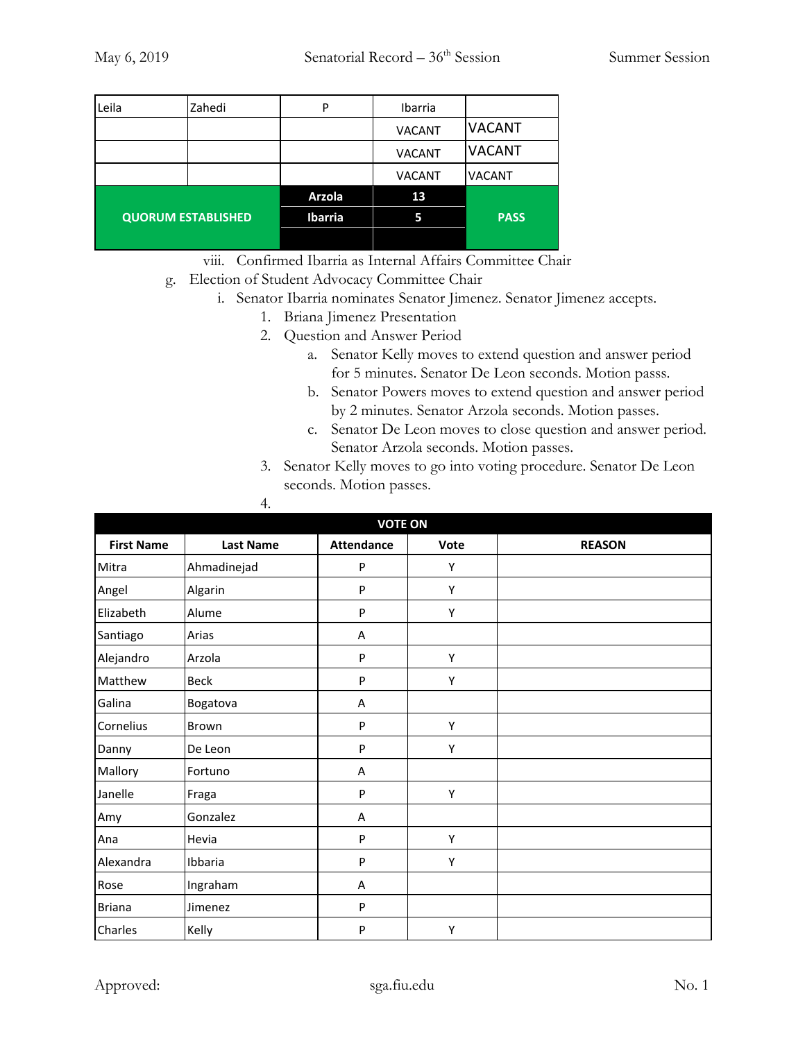| Leila | Zahedi | P | Ibarria | |
|---|---|---|---|---|
| | | | VACANT | VACANT |
| | | | VACANT | VACANT |
| | | | VACANT | VACANT |
| QUORUM ESTABLISHED | Arzola | 13 | PASS | |
| | Ibarria | 5 | | |
| | | | | |

viii. Confirmed Ibarria as Internal Affairs Committee Chair

g. Election of Student Advocacy Committee Chair

i. Senator Ibarria nominates Senator Jimenez. Senator Jimenez accepts.

1. Briana Jimenez Presentation
2. Question and Answer Period
   a. Senator Kelly moves to extend question and answer period for 5 minutes. Senator De Leon seconds. Motion passs.
   b. Senator Powers moves to extend question and answer period by 2 minutes. Senator Arzola seconds. Motion passes.
   c. Senator De Leon moves to close question and answer period. Senator Arzola seconds. Motion passes.
3. Senator Kelly moves to go into voting procedure. Senator De Leon seconds. Motion passes.
4. 

| VOTE ON | | | | |
|---|---|---|---|---|
| **First Name** | **Last Name** | **Attendance** | **Vote** | **REASON** |
| Mitra | Ahmadinejad | P | Y | |
| Angel | Algarin | P | Y | |
| Elizabeth | Alume | P | Y | |
| Santiago | Arias | A | | |
| Alejandro | Arzola | P | Y | |
| Matthew | Beck | P | Y | |
| Galina | Bogatova | A | | |
| Cornelius | Brown | P | Y | |
| Danny | De Leon | P | Y | |
| Mallory | Fortuno | A | | |
| Janelle | Fraga | P | Y | |
| Amy | Gonzalez | A | | |
| Ana | Hevia | P | Y | |
| Alexandra | Ibbaria | P | Y | |
| Rose | Ingraham | A | | |
| Briana | Jimenez | P | | |
| Charles | Kelly | P | Y | |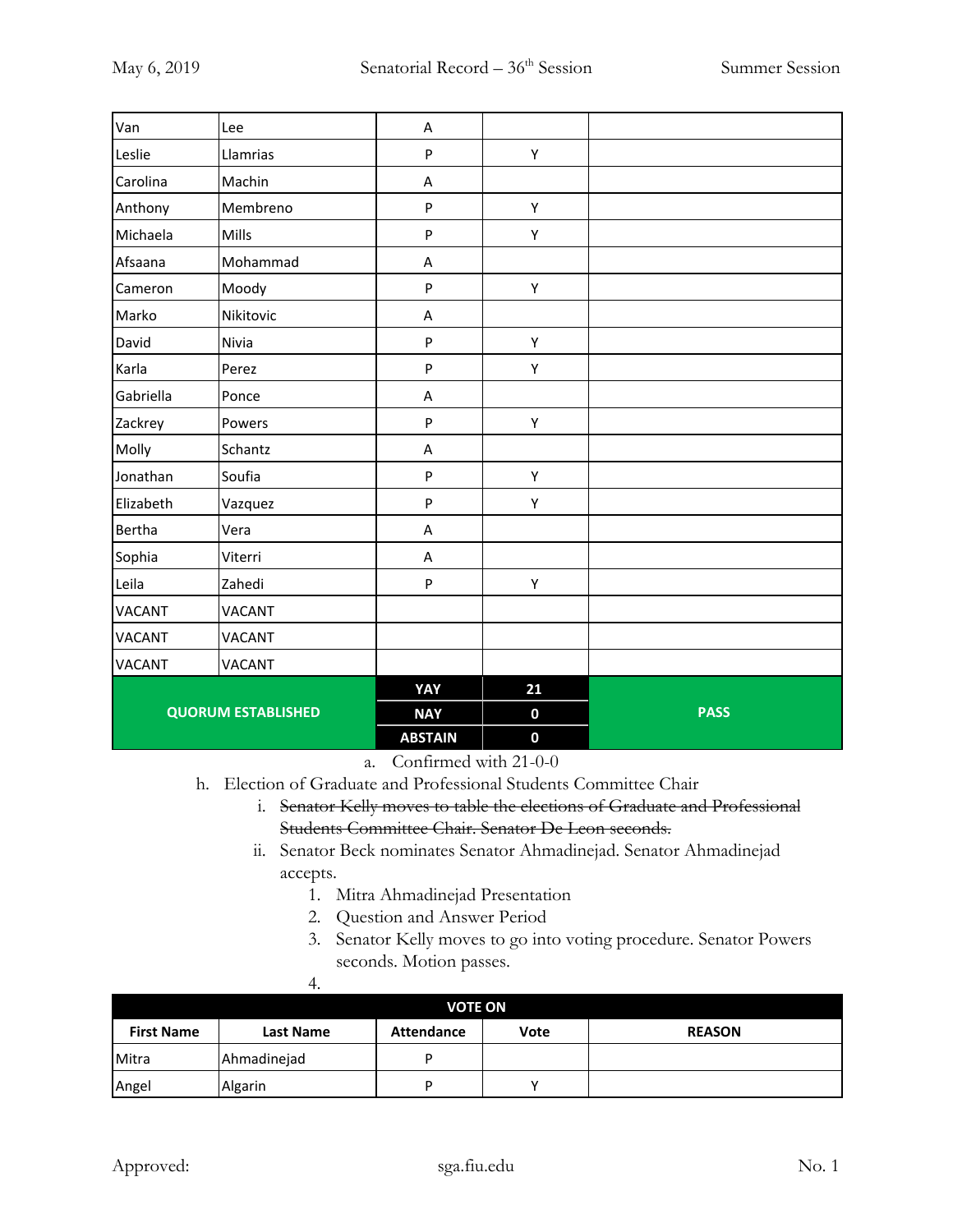| | | | | |
|---|---|---|---|---|
| Van | Lee | A | | |
| Leslie | Llamrias | P | Y | |
| Carolina | Machin | A | | |
| Anthony | Membreno | P | Y | |
| Michaela | Mills | P | Y | |
| Afsaana | Mohammad | A | | |
| Cameron | Moody | P | Y | |
| Marko | Nikitovic | A | | |
| David | Nivia | P | Y | |
| Karla | Perez | P | Y | |
| Gabriella | Ponce | A | | |
| Zackrey | Powers | P | Y | |
| Molly | Schantz | A | | |
| Jonathan | Soufia | P | Y | |
| Elizabeth | Vazquez | P | Y | |
| Bertha | Vera | A | | |
| Sophia | Viterri | A | | |
| Leila | Zahedi | P | Y | |
| VACANT | VACANT | | | |
| VACANT | VACANT | | | |
| VACANT | VACANT | | | |
| **QUORUM ESTABLISHED** | | **YAY** | **21** | **PASS** |
| | | **NAY** | **0** | |
| | | **ABSTAIN** | **0** | |

a. Confirmed with 21-0-0

h. Election of Graduate and Professional Students Committee Chair

i. ~~Senator Kelly moves to table the elections of Graduate and Professional Students Committee Chair. Senator De Leon seconds.~~

ii. Senator Beck nominates Senator Ahmadinejad. Senator Ahmadinejad accepts.

1. Mitra Ahmadinejad Presentation
2. Question and Answer Period
3. Senator Kelly moves to go into voting procedure. Senator Powers seconds. Motion passes.
4.

| **VOTE ON** | | | | |
|---|---|---|---|---|
| **First Name** | **Last Name** | **Attendance** | **Vote** | **REASON** |
| Mitra | Ahmadinejad | P | | |
| Angel | Algarin | P | Y | |

Approved: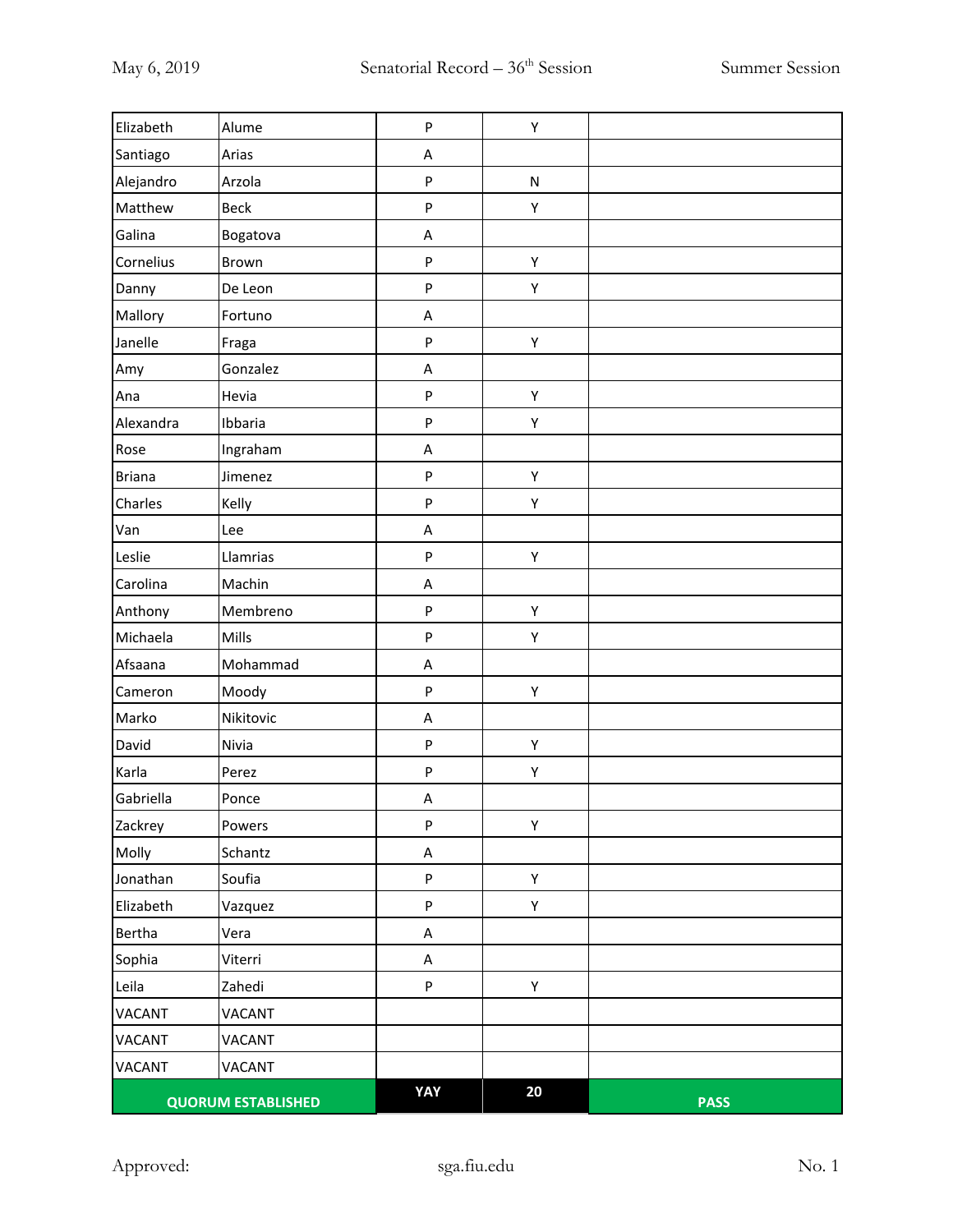| | | | | |
|---|---|---|---|---|
| Elizabeth | Alume | P | Y | |
| Santiago | Arias | A | | |
| Alejandro | Arzola | P | N | |
| Matthew | Beck | P | Y | |
| Galina | Bogatova | A | | |
| Cornelius | Brown | P | Y | |
| Danny | De Leon | P | Y | |
| Mallory | Fortuno | A | | |
| Janelle | Fraga | P | Y | |
| Amy | Gonzalez | A | | |
| Ana | Hevia | P | Y | |
| Alexandra | Ibbaria | P | Y | |
| Rose | Ingraham | A | | |
| Briana | Jimenez | P | Y | |
| Charles | Kelly | P | Y | |
| Van | Lee | A | | |
| Leslie | Llamrias | P | Y | |
| Carolina | Machin | A | | |
| Anthony | Membreno | P | Y | |
| Michaela | Mills | P | Y | |
| Afsaana | Mohammad | A | | |
| Cameron | Moody | P | Y | |
| Marko | Nikitovic | A | | |
| David | Nivia | P | Y | |
| Karla | Perez | P | Y | |
| Gabriella | Ponce | A | | |
| Zackrey | Powers | P | Y | |
| Molly | Schantz | A | | |
| Jonathan | Soufia | P | Y | |
| Elizabeth | Vazquez | P | Y | |
| Bertha | Vera | A | | |
| Sophia | Viterri | A | | |
| Leila | Zahedi | P | Y | |
| VACANT | VACANT | | | |
| VACANT | VACANT | | | |
| VACANT | VACANT | | | |
| **QUORUM ESTABLISHED** | | **YAY** | **20** | **PASS** |

Approved:

No. 1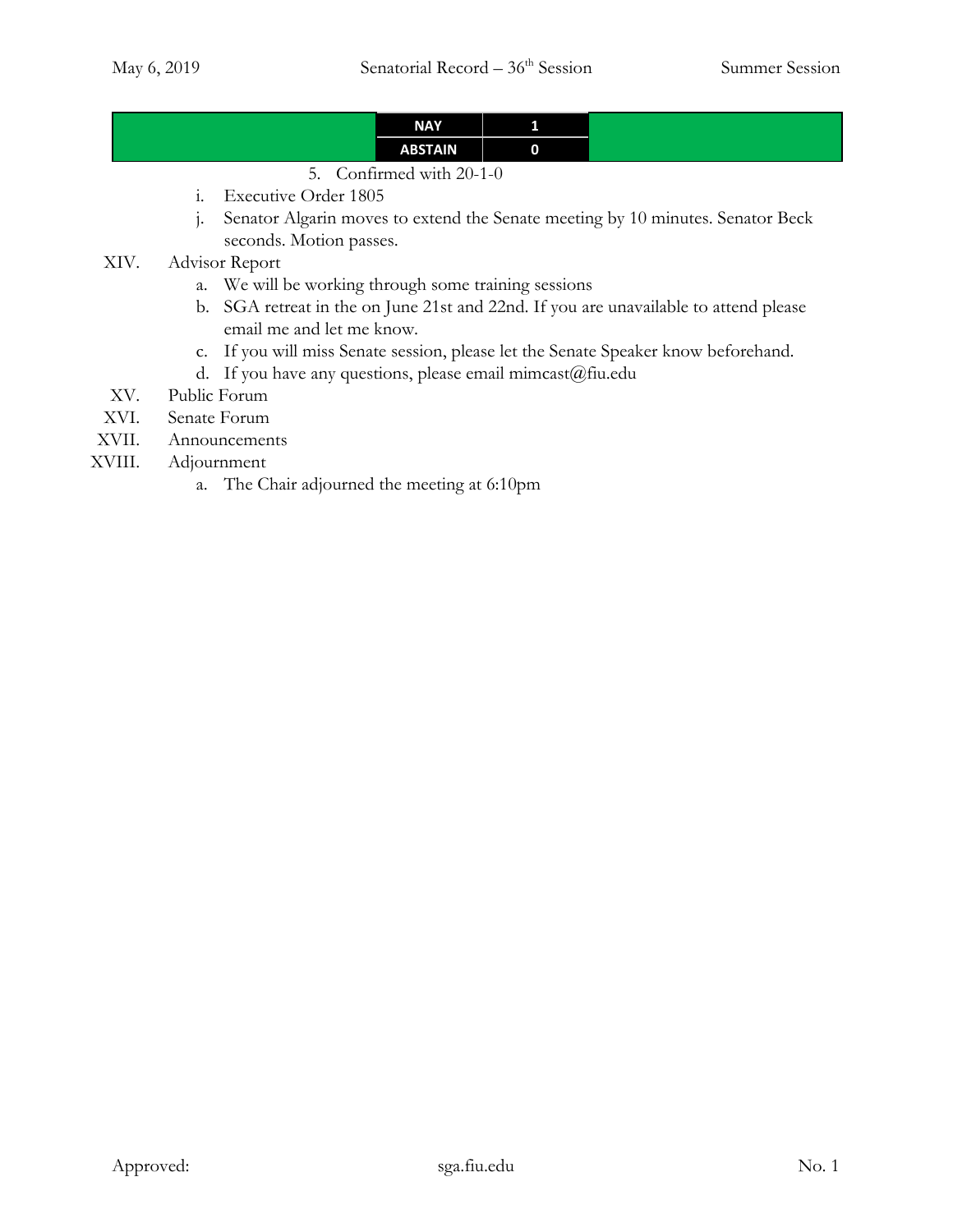| | | | |
|---|---|---|---|
| | NAY | 1 | |
| | ABSTAIN | 0 | |

5. Confirmed with 20-1-0

i. Executive Order 1805

j. Senator Algarin moves to extend the Senate meeting by 10 minutes. Senator Beck seconds. Motion passes.

XIV. Advisor Report

a. We will be working through some training sessions

b. SGA retreat in the on June 21st and 22nd. If you are unavailable to attend please email me and let me know.

c. If you will miss Senate session, please let the Senate Speaker know beforehand.

d. If you have any questions, please email mimcast@fiu.edu

XV. Public Forum

XVI. Senate Forum

XVII. Announcements

XVIII. Adjournment

a. The Chair adjourned the meeting at 6:10pm

Approved: